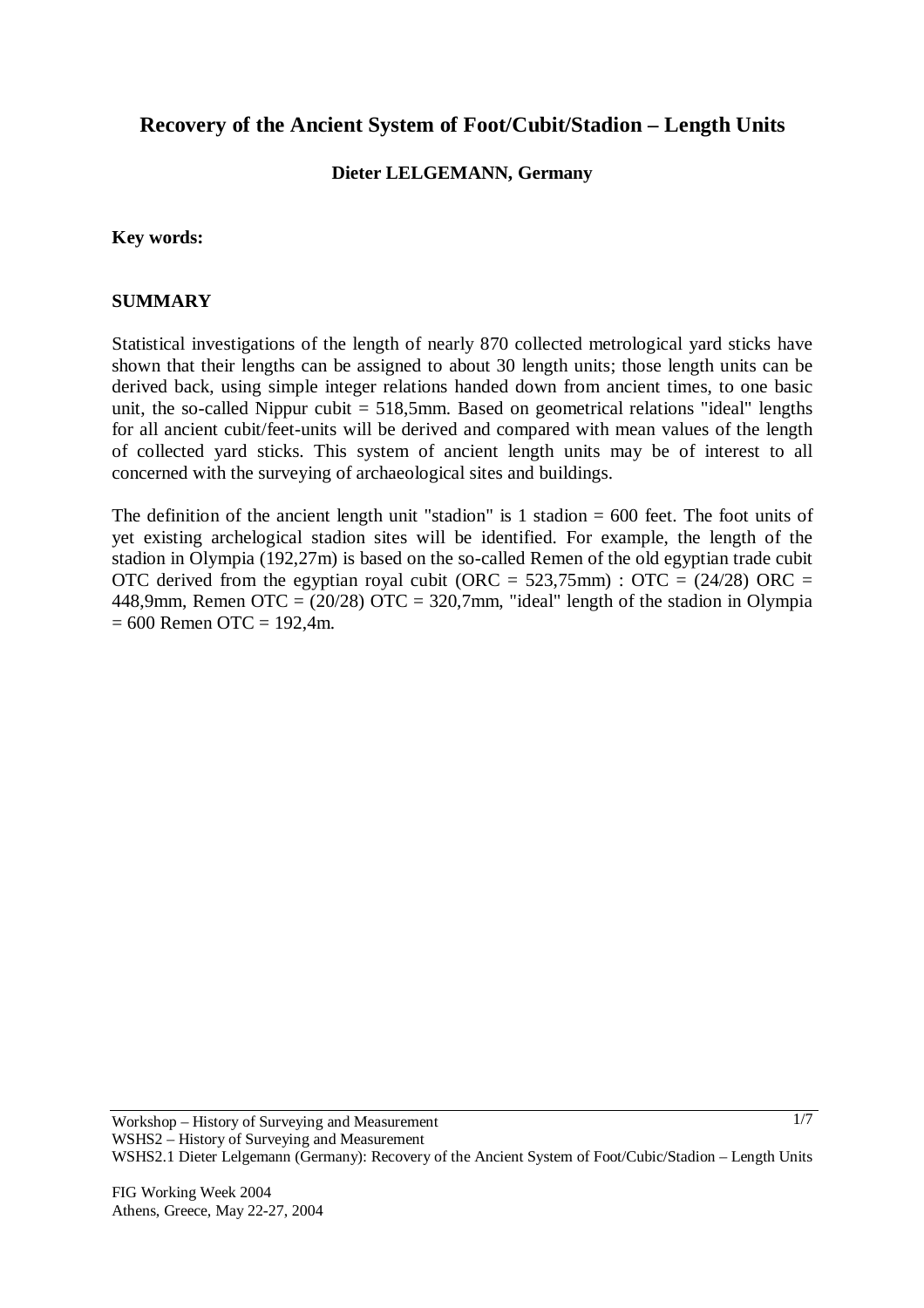# Recovery of the Ancient System of Foot/Cubit/Stadion – Length Units

**Dieter LELGEMANN, Germany**

**Key words:**

## SUMMARY

Statistical investigations of the length of nearly 870 collected metrological yard sticks have shown that their lengths can be assigned to about 30 length units; those length units can be derived back, using simple integer relations handed down from ancient times, to one basic unit, the so-called Nippur cubit = 518,5mm. Based on geometrical relations "ideal" lengths for all ancient cubit/feet-units will be derived and compared with mean values of the length of collected yard sticks. This system of ancient length units may be of interest to all concerned with the surveying of archaeological sites and buildings.

The definition of the ancient length unit "stadion" is 1 stadion = 600 feet. The foot units of yet existing archelogical stadion sites will be identified. For example, the length of the stadion in Olympia (192,27m) is based on the so-called Remen of the old egyptian trade cubit OTC derived from the egyptian royal cubit (ORC = 523,75mm) : OTC = (24/28) ORC = 448,9mm, Remen OTC = (20/28) OTC = 320,7mm, "ideal" length of the stadion in Olympia = 600 Remen OTC = 192,4m.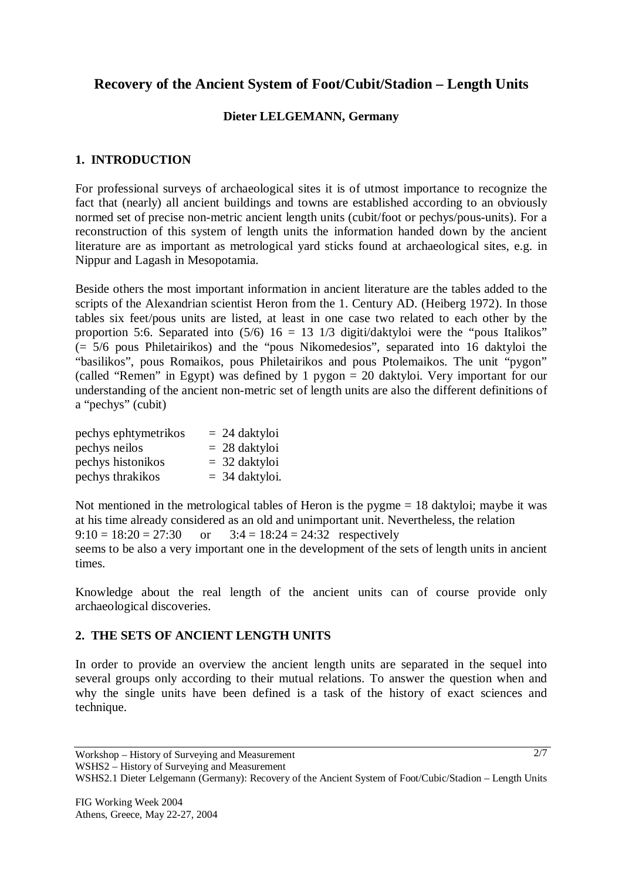## Recovery of the Ancient System of Foot/Cubit/Stadion – Length Units

**Dieter LELGEMANN, Germany**

### 1. INTRODUCTION

For professional surveys of archaeological sites it is of utmost importance to recognize the fact that (nearly) all ancient buildings and towns are established according to an obviously normed set of precise non-metric ancient length units (cubit/foot or pechys/pous-units). For a reconstruction of this system of length units the information handed down by the ancient literature are as important as metrological yard sticks found at archaeological sites, e.g. in Nippur and Lagash in Mesopotamia.

Beside others the most important information in ancient literature are the tables added to the scripts of the Alexandrian scientist Heron from the 1. Century AD. (Heiberg 1972). In those tables six feet/pous units are listed, at least in one case two related to each other by the proportion 5:6. Separated into (5/6) 16 = 13 1/3 digiti/daktyloi were the "pous Italikos" (= 5/6 pous Philetairikos) and the "pous Nikomedesios", separated into 16 daktyloi the "basilikos", pous Romaikos, pous Philetairikos and pous Ptolemaikos. The unit "pygon" (called "Remen" in Egypt) was defined by 1 pygon = 20 daktyloi. Very important for our understanding of the ancient non-metric set of length units are also the different definitions of a "pechys" (cubit)

| | |
|---|---|
| pechys ephtymetrikos | = 24 daktyloi |
| pechys neilos | = 28 daktyloi |
| pechys histonikos | = 32 daktyloi |
| pechys thrakikos | = 34 daktyloi. |

Not mentioned in the metrological tables of Heron is the pygme = 18 daktyloi; maybe it was at his time already considered as an old and unimportant unit. Nevertheless, the relation

$9:10 = 18:20 = 27:30$ or $3:4 = 18:24 = 24:32$ respectively

seems to be also a very important one in the development of the sets of length units in ancient times.

Knowledge about the real length of the ancient units can of course provide only archaeological discoveries.

### 2. THE SETS OF ANCIENT LENGTH UNITS

In order to provide an overview the ancient length units are separated in the sequel into several groups only according to their mutual relations. To answer the question when and why the single units have been defined is a task of the history of exact sciences and technique.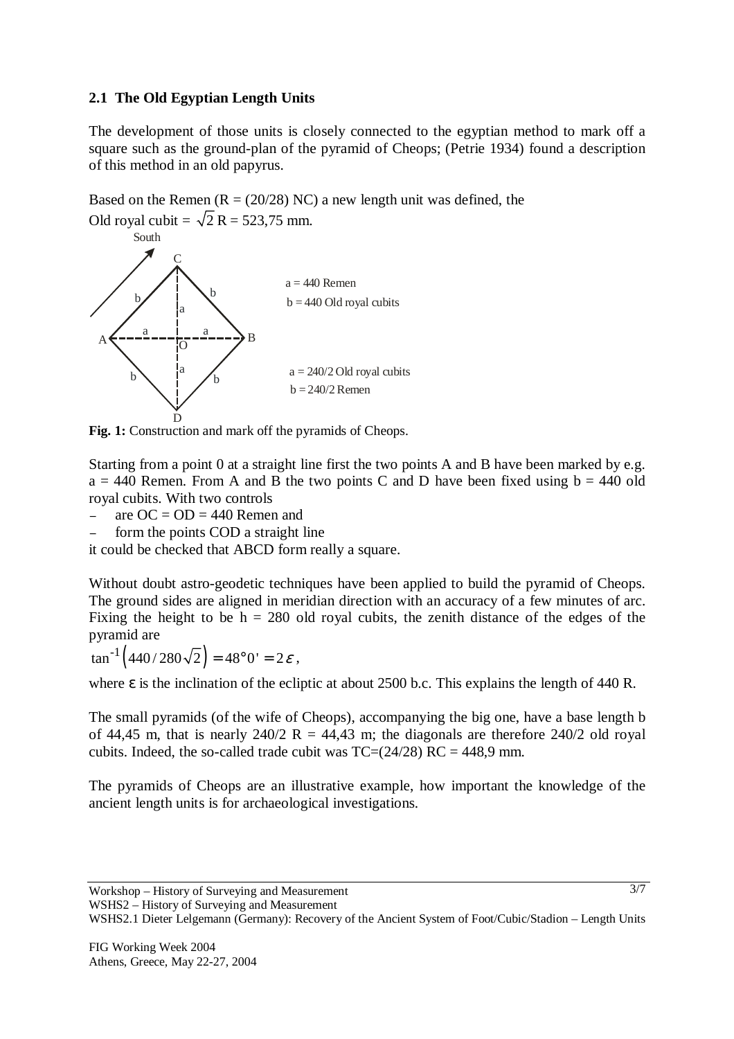### 2.1 The Old Egyptian Length Units

The development of those units is closely connected to the egyptian method to mark off a square such as the ground-plan of the pyramid of Cheops; (Petrie 1934) found a description of this method in an old papyrus.

Based on the Remen (R = (20/28) NC) a new length unit was defined, the Old royal cubit = $\sqrt{2}$ R = 523,75 mm.

**Fig. 1:** Construction and mark off the pyramids of Cheops.

Starting from a point 0 at a straight line first the two points A and B have been marked by e.g. a = 440 Remen. From A and B the two points C and D have been fixed using b = 440 old royal cubits. With two controls

- are OC = OD = 440 Remen and
- form the points COD a straight line

it could be checked that ABCD form really a square.

Without doubt astro-geodetic techniques have been applied to build the pyramid of Cheops. The ground sides are aligned in meridian direction with an accuracy of a few minutes of arc. Fixing the height to be h = 280 old royal cubits, the zenith distance of the edges of the pyramid are

$$\tan^{-1}\left(440/280\sqrt{2}\right) = 48°0' = 2\varepsilon,$$

where $\varepsilon$ is the inclination of the ecliptic at about 2500 b.c. This explains the length of 440 R.

The small pyramids (of the wife of Cheops), accompanying the big one, have a base length b of 44,45 m, that is nearly 240/2 R = 44,43 m; the diagonals are therefore 240/2 old royal cubits. Indeed, the so-called trade cubit was TC=(24/28) RC = 448,9 mm.

The pyramids of Cheops are an illustrative example, how important the knowledge of the ancient length units is for archaeological investigations.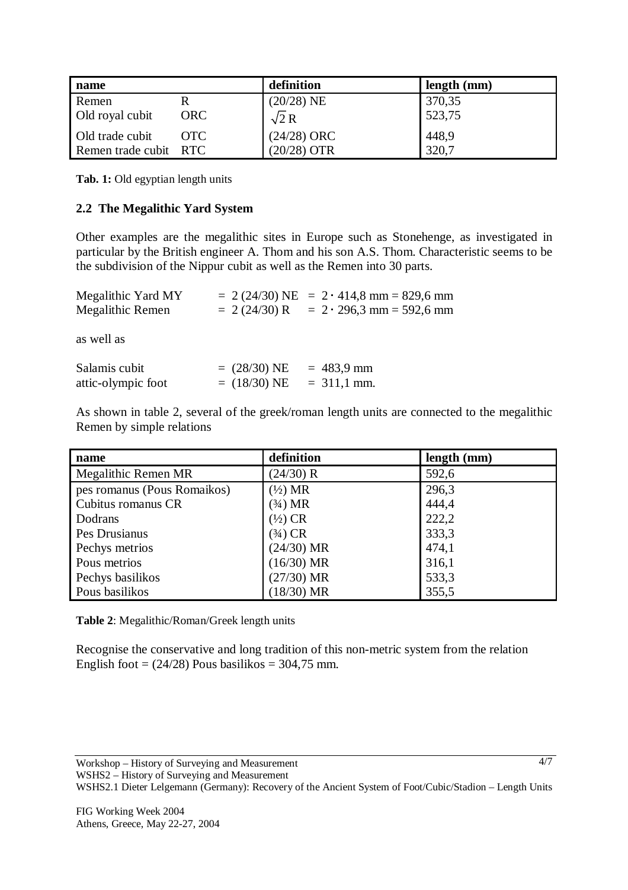| name | | definition | length (mm) |
|---|---|---|---|
| Remen | R | (20/28) NE | 370,35 |
| Old royal cubit | ORC | $\sqrt{2}$ R | 523,75 |
| Old trade cubit | OTC | (24/28) ORC | 448,9 |
| Remen trade cubit | RTC | (20/28) OTR | 320,7 |

**Tab. 1:** Old egyptian length units

### 2.2 The Megalithic Yard System

Other examples are the megalithic sites in Europe such as Stonehenge, as investigated in particular by the British engineer A. Thom and his son A.S. Thom. Characteristic seems to be the subdivision of the Nippur cubit as well as the Remen into 30 parts.

Megalithic Yard MY = 2 (24/30) NE = $2 \cdot 414{,}8$ mm = 829,6 mm
Megalithic Remen = 2 (24/30) R = $2 \cdot 296{,}3$ mm = 592,6 mm

as well as

Salamis cubit = (28/30) NE = 483,9 mm
attic-olympic foot = (18/30) NE = 311,1 mm.

As shown in table 2, several of the greek/roman length units are connected to the megalithic Remen by simple relations

| name | definition | length (mm) |
|---|---|---|
| Megalithic Remen MR | (24/30) R | 592,6 |
| pes romanus (Pous Romaikos) | (½) MR | 296,3 |
| Cubitus romanus CR | (¾) MR | 444,4 |
| Dodrans | (½) CR | 222,2 |
| Pes Drusianus | (¾) CR | 333,3 |
| Pechys metrios | (24/30) MR | 474,1 |
| Pous metrios | (16/30) MR | 316,1 |
| Pechys basilikos | (27/30) MR | 533,3 |
| Pous basilikos | (18/30) MR | 355,5 |

**Table 2**: Megalithic/Roman/Greek length units

Recognise the conservative and long tradition of this non-metric system from the relation English foot = (24/28) Pous basilikos = 304,75 mm.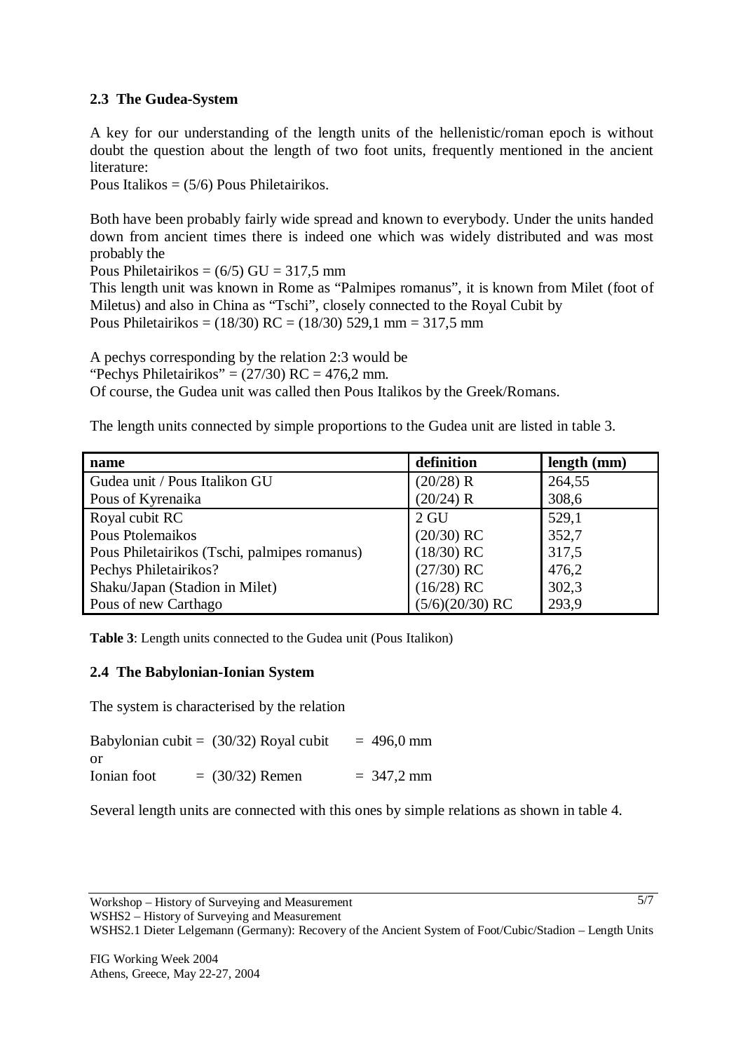### 2.3 The Gudea-System

A key for our understanding of the length units of the hellenistic/roman epoch is without doubt the question about the length of two foot units, frequently mentioned in the ancient literature:
Pous Italikos = (5/6) Pous Philetairikos.

Both have been probably fairly wide spread and known to everybody. Under the units handed down from ancient times there is indeed one which was widely distributed and was most probably the
Pous Philetairikos = (6/5) GU = 317,5 mm
This length unit was known in Rome as "Palmipes romanus", it is known from Milet (foot of Miletus) and also in China as "Tschi", closely connected to the Royal Cubit by
Pous Philetairikos = (18/30) RC = (18/30) 529,1 mm = 317,5 mm

A pechys corresponding by the relation 2:3 would be
"Pechys Philetairikos" = (27/30) RC = 476,2 mm.
Of course, the Gudea unit was called then Pous Italikos by the Greek/Romans.

The length units connected by simple proportions to the Gudea unit are listed in table 3.

| name | definition | length (mm) |
|---|---|---|
| Gudea unit / Pous Italikon GU | (20/28) R | 264,55 |
| Pous of Kyrenaika | (20/24) R | 308,6 |
| Royal cubit RC | 2 GU | 529,1 |
| Pous Ptolemaikos | (20/30) RC | 352,7 |
| Pous Philetairikos (Tschi, palmipes romanus) | (18/30) RC | 317,5 |
| Pechys Philetairikos? | (27/30) RC | 476,2 |
| Shaku/Japan (Stadion in Milet) | (16/28) RC | 302,3 |
| Pous of new Carthago | (5/6)(20/30) RC | 293,9 |

**Table 3**: Length units connected to the Gudea unit (Pous Italikon)

### 2.4 The Babylonian-Ionian System

The system is characterised by the relation

Babylonian cubit = (30/32) Royal cubit = 496,0 mm
or
Ionian foot = (30/32) Remen = 347,2 mm

Several length units are connected with this ones by simple relations as shown in table 4.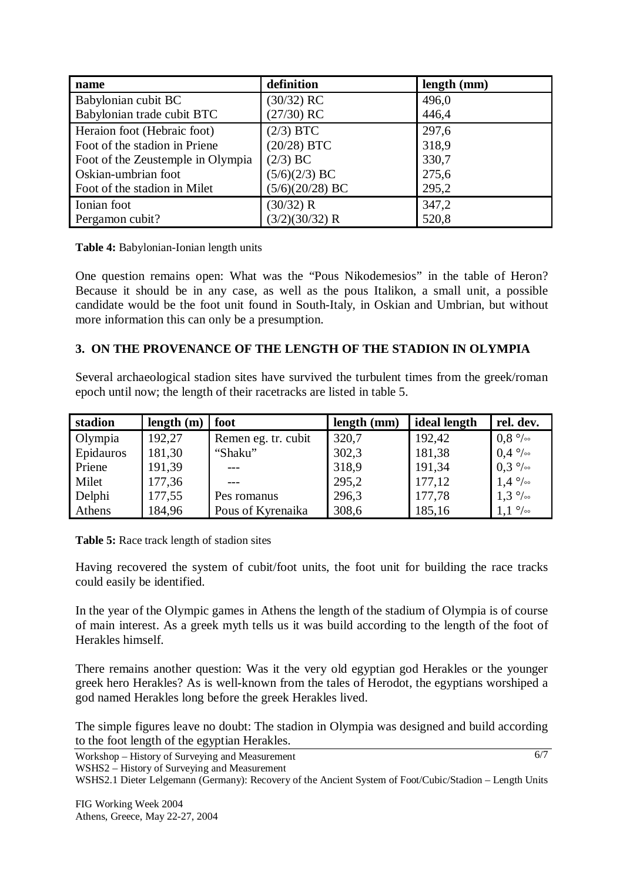| name | definition | length (mm) |
|---|---|---|
| Babylonian cubit BC | (30/32) RC | 496,0 |
| Babylonian trade cubit BTC | (27/30) RC | 446,4 |
| Heraion foot (Hebraic foot) | (2/3) BTC | 297,6 |
| Foot of the stadion in Priene | (20/28) BTC | 318,9 |
| Foot of the Zeustemple in Olympia | (2/3) BC | 330,7 |
| Oskian-umbrian foot | (5/6)(2/3) BC | 275,6 |
| Foot of the stadion in Milet | (5/6)(20/28) BC | 295,2 |
| Ionian foot | (30/32) R | 347,2 |
| Pergamon cubit? | (3/2)(30/32) R | 520,8 |

**Table 4:** Babylonian-Ionian length units

One question remains open: What was the "Pous Nikodemesios" in the table of Heron? Because it should be in any case, as well as the pous Italikon, a small unit, a possible candidate would be the foot unit found in South-Italy, in Oskian and Umbrian, but without more information this can only be a presumption.

## 3. ON THE PROVENANCE OF THE LENGTH OF THE STADION IN OLYMPIA

Several archaeological stadion sites have survived the turbulent times from the greek/roman epoch until now; the length of their racetracks are listed in table 5.

| stadion | length (m) | foot | length (mm) | ideal length | rel. dev. |
|---|---|---|---|---|---|
| Olympia | 192,27 | Remen eg. tr. cubit | 320,7 | 192,42 | 0,8 ‰ |
| Epidauros | 181,30 | "Shaku" | 302,3 | 181,38 | 0,4 ‰ |
| Priene | 191,39 | --- | 318,9 | 191,34 | 0,3 ‰ |
| Milet | 177,36 | --- | 295,2 | 177,12 | 1,4 ‰ |
| Delphi | 177,55 | Pes romanus | 296,3 | 177,78 | 1,3 ‰ |
| Athens | 184,96 | Pous of Kyrenaika | 308,6 | 185,16 | 1,1 ‰ |

**Table 5:** Race track length of stadion sites

Having recovered the system of cubit/foot units, the foot unit for building the race tracks could easily be identified.

In the year of the Olympic games in Athens the length of the stadium of Olympia is of course of main interest. As a greek myth tells us it was build according to the length of the foot of Herakles himself.

There remains another question: Was it the very old egyptian god Herakles or the younger greek hero Herakles? As is well-known from the tales of Herodot, the egyptians worshiped a god named Herakles long before the greek Herakles lived.

The simple figures leave no doubt: The stadion in Olympia was designed and build according to the foot length of the egyptian Herakles.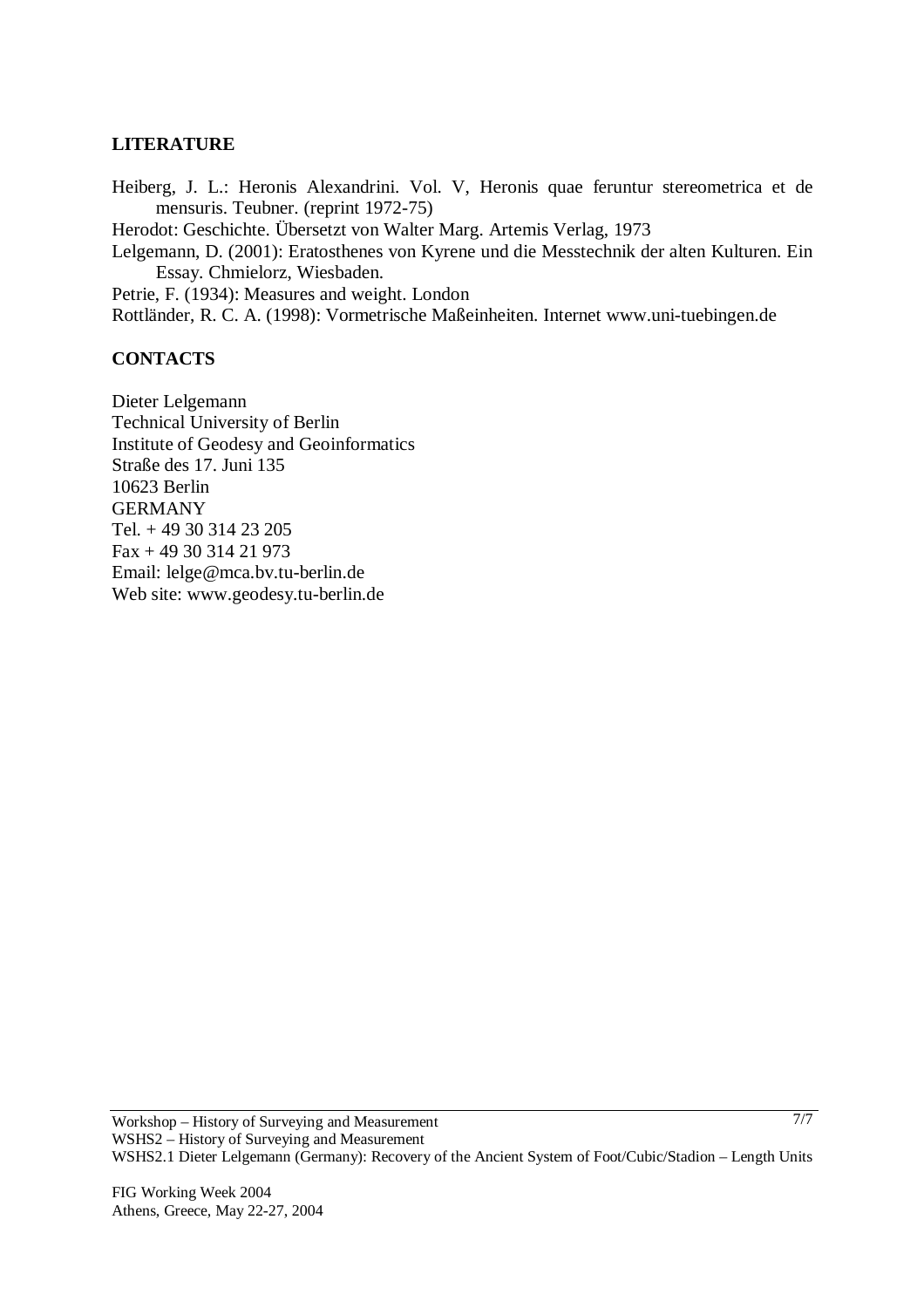## LITERATURE

Heiberg, J. L.: Heronis Alexandrini. Vol. V, Heronis quae feruntur stereometrica et de mensuris. Teubner. (reprint 1972-75)

Herodot: Geschichte. Übersetzt von Walter Marg. Artemis Verlag, 1973

Lelgemann, D. (2001): Eratosthenes von Kyrene und die Messtechnik der alten Kulturen. Ein Essay. Chmielorz, Wiesbaden.

Petrie, F. (1934): Measures and weight. London

Rottländer, R. C. A. (1998): Vormetrische Maßeinheiten. Internet www.uni-tuebingen.de

## CONTACTS

Dieter Lelgemann
Technical University of Berlin
Institute of Geodesy and Geoinformatics
Straße des 17. Juni 135
10623 Berlin
GERMANY
Tel. + 49 30 314 23 205
Fax + 49 30 314 21 973
Email: lelge@mca.bv.tu-berlin.de
Web site: www.geodesy.tu-berlin.de